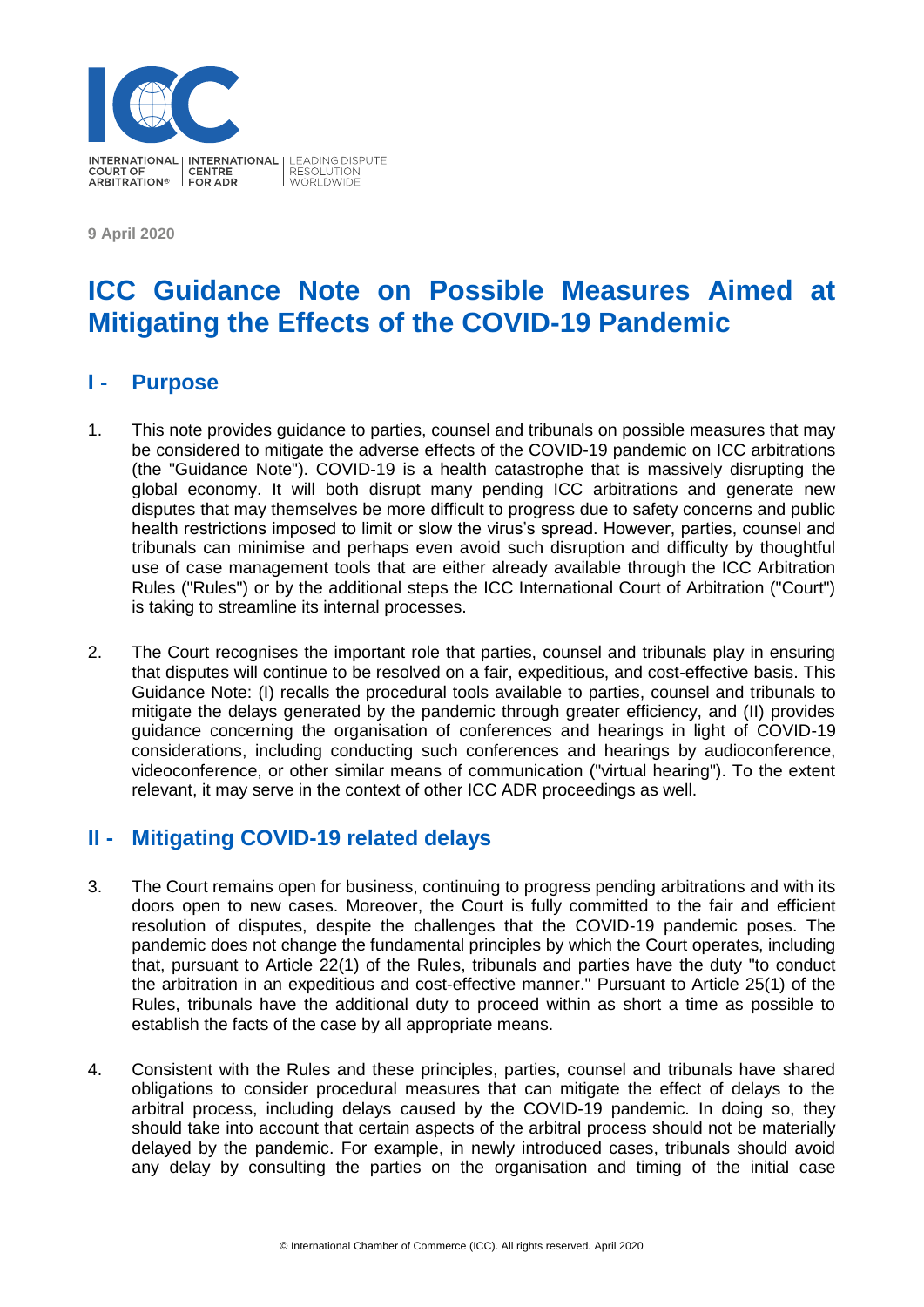9 April 2020

# ICC Guidance Note on Possible Measures Aimed at Mitigating the Effects of the COVID-19 Pandemic

## I - Purpose

1. This note provides guidance to parties, counsel and tribunals on possible measures that may be considered to mitigate the adverse effects of the COVID-19 pandemic on ICC arbitrations (the "Guidance Note"). COVID-19 is a health catastrophe that is massively disrupting the global economy. It will both disrupt many pending ICC arbitrations and generate new disputes that may themselves be more difficult to progress due to safety concerns and public health restrictions imposed to limit or slow the virus's spread. However, parties, counsel and tribunals can minimise and perhaps even avoid such disruption and difficulty by thoughtful use of case management tools that are either already available through the ICC Arbitration Rules ("Rules") or by the additional steps the ICC International Court of Arbitration ("Court") is taking to streamline its internal processes.

2. The Court recognises the important role that parties, counsel and tribunals play in ensuring that disputes will continue to be resolved on a fair, expeditious, and cost-effective basis. This Guidance Note: (I) recalls the procedural tools available to parties, counsel and tribunals to mitigate the delays generated by the pandemic through greater efficiency, and (II) provides guidance concerning the organisation of conferences and hearings in light of COVID-19 considerations, including conducting such conferences and hearings by audioconference, videoconference, or other similar means of communication ("virtual hearing"). To the extent relevant, it may serve in the context of other ICC ADR proceedings as well.

## II - Mitigating COVID-19 related delays

3. The Court remains open for business, continuing to progress pending arbitrations and with its doors open to new cases. Moreover, the Court is fully committed to the fair and efficient resolution of disputes, despite the challenges that the COVID-19 pandemic poses. The pandemic does not change the fundamental principles by which the Court operates, including that, pursuant to Article 22(1) of the Rules, tribunals and parties have the duty "to conduct the arbitration in an expeditious and cost-effective manner." Pursuant to Article 25(1) of the Rules, tribunals have the additional duty to proceed within as short a time as possible to establish the facts of the case by all appropriate means.

4. Consistent with the Rules and these principles, parties, counsel and tribunals have shared obligations to consider procedural measures that can mitigate the effect of delays to the arbitral process, including delays caused by the COVID-19 pandemic. In doing so, they should take into account that certain aspects of the arbitral process should not be materially delayed by the pandemic. For example, in newly introduced cases, tribunals should avoid any delay by consulting the parties on the organisation and timing of the initial case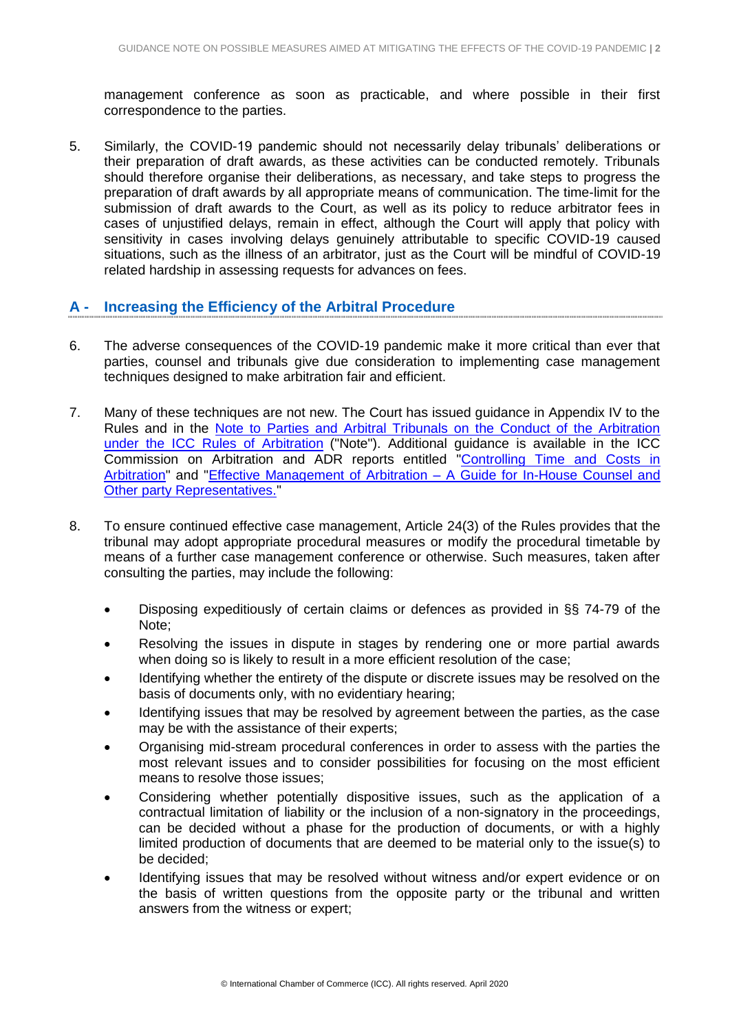management conference as soon as practicable, and where possible in their first correspondence to the parties.

5. Similarly, the COVID-19 pandemic should not necessarily delay tribunals' deliberations or their preparation of draft awards, as these activities can be conducted remotely. Tribunals should therefore organise their deliberations, as necessary, and take steps to progress the preparation of draft awards by all appropriate means of communication. The time-limit for the submission of draft awards to the Court, as well as its policy to reduce arbitrator fees in cases of unjustified delays, remain in effect, although the Court will apply that policy with sensitivity in cases involving delays genuinely attributable to specific COVID-19 caused situations, such as the illness of an arbitrator, just as the Court will be mindful of COVID-19 related hardship in assessing requests for advances on fees.

## A - Increasing the Efficiency of the Arbitral Procedure

6. The adverse consequences of the COVID-19 pandemic make it more critical than ever that parties, counsel and tribunals give due consideration to implementing case management techniques designed to make arbitration fair and efficient.

7. Many of these techniques are not new. The Court has issued guidance in Appendix IV to the Rules and in the Note to Parties and Arbitral Tribunals on the Conduct of the Arbitration under the ICC Rules of Arbitration ("Note"). Additional guidance is available in the ICC Commission on Arbitration and ADR reports entitled "Controlling Time and Costs in Arbitration" and "Effective Management of Arbitration – A Guide for In-House Counsel and Other party Representatives."

8. To ensure continued effective case management, Article 24(3) of the Rules provides that the tribunal may adopt appropriate procedural measures or modify the procedural timetable by means of a further case management conference or otherwise. Such measures, taken after consulting the parties, may include the following:

   - Disposing expeditiously of certain claims or defences as provided in §§ 74-79 of the Note;
   - Resolving the issues in dispute in stages by rendering one or more partial awards when doing so is likely to result in a more efficient resolution of the case;
   - Identifying whether the entirety of the dispute or discrete issues may be resolved on the basis of documents only, with no evidentiary hearing;
   - Identifying issues that may be resolved by agreement between the parties, as the case may be with the assistance of their experts;
   - Organising mid-stream procedural conferences in order to assess with the parties the most relevant issues and to consider possibilities for focusing on the most efficient means to resolve those issues;
   - Considering whether potentially dispositive issues, such as the application of a contractual limitation of liability or the inclusion of a non-signatory in the proceedings, can be decided without a phase for the production of documents, or with a highly limited production of documents that are deemed to be material only to the issue(s) to be decided;
   - Identifying issues that may be resolved without witness and/or expert evidence or on the basis of written questions from the opposite party or the tribunal and written answers from the witness or expert;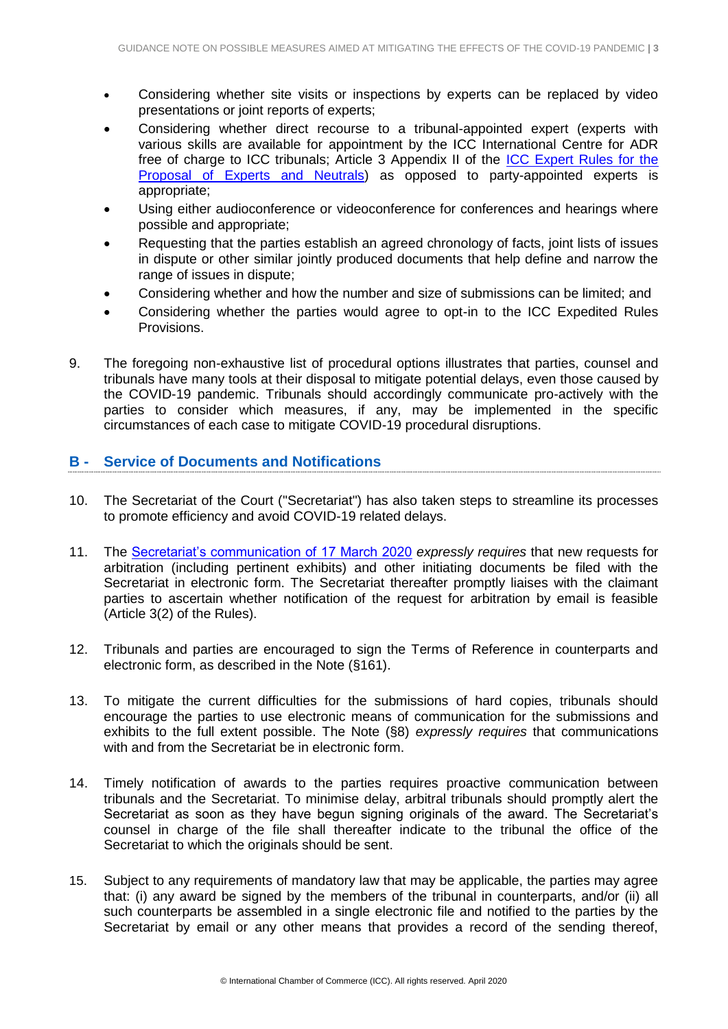- Considering whether site visits or inspections by experts can be replaced by video presentations or joint reports of experts;
- Considering whether direct recourse to a tribunal-appointed expert (experts with various skills are available for appointment by the ICC International Centre for ADR free of charge to ICC tribunals; Article 3 Appendix II of the ICC Expert Rules for the Proposal of Experts and Neutrals) as opposed to party-appointed experts is appropriate;
- Using either audioconference or videoconference for conferences and hearings where possible and appropriate;
- Requesting that the parties establish an agreed chronology of facts, joint lists of issues in dispute or other similar jointly produced documents that help define and narrow the range of issues in dispute;
- Considering whether and how the number and size of submissions can be limited; and
- Considering whether the parties would agree to opt-in to the ICC Expedited Rules Provisions.

9. The foregoing non-exhaustive list of procedural options illustrates that parties, counsel and tribunals have many tools at their disposal to mitigate potential delays, even those caused by the COVID-19 pandemic. Tribunals should accordingly communicate pro-actively with the parties to consider which measures, if any, may be implemented in the specific circumstances of each case to mitigate COVID-19 procedural disruptions.

## B - Service of Documents and Notifications

10. The Secretariat of the Court ("Secretariat") has also taken steps to streamline its processes to promote efficiency and avoid COVID-19 related delays.

11. The Secretariat's communication of 17 March 2020 *expressly requires* that new requests for arbitration (including pertinent exhibits) and other initiating documents be filed with the Secretariat in electronic form. The Secretariat thereafter promptly liaises with the claimant parties to ascertain whether notification of the request for arbitration by email is feasible (Article 3(2) of the Rules).

12. Tribunals and parties are encouraged to sign the Terms of Reference in counterparts and electronic form, as described in the Note (§161).

13. To mitigate the current difficulties for the submissions of hard copies, tribunals should encourage the parties to use electronic means of communication for the submissions and exhibits to the full extent possible. The Note (§8) *expressly requires* that communications with and from the Secretariat be in electronic form.

14. Timely notification of awards to the parties requires proactive communication between tribunals and the Secretariat. To minimise delay, arbitral tribunals should promptly alert the Secretariat as soon as they have begun signing originals of the award. The Secretariat's counsel in charge of the file shall thereafter indicate to the tribunal the office of the Secretariat to which the originals should be sent.

15. Subject to any requirements of mandatory law that may be applicable, the parties may agree that: (i) any award be signed by the members of the tribunal in counterparts, and/or (ii) all such counterparts be assembled in a single electronic file and notified to the parties by the Secretariat by email or any other means that provides a record of the sending thereof,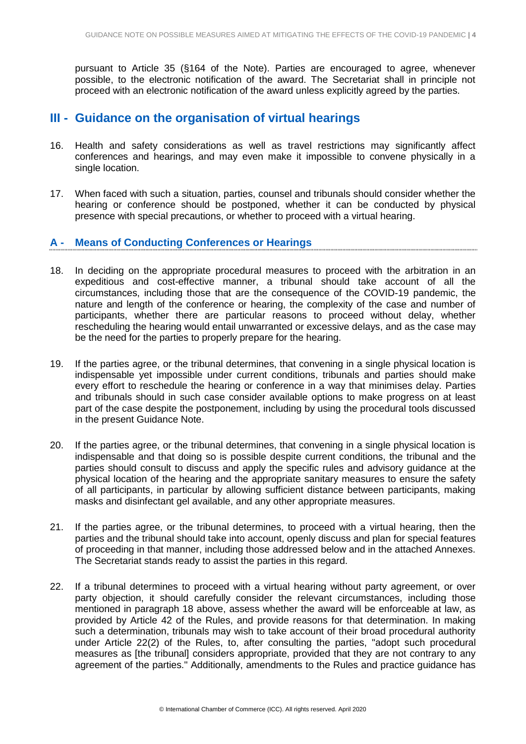pursuant to Article 35 (§164 of the Note). Parties are encouraged to agree, whenever possible, to the electronic notification of the award. The Secretariat shall in principle not proceed with an electronic notification of the award unless explicitly agreed by the parties.

## III - Guidance on the organisation of virtual hearings

16. Health and safety considerations as well as travel restrictions may significantly affect conferences and hearings, and may even make it impossible to convene physically in a single location.

17. When faced with such a situation, parties, counsel and tribunals should consider whether the hearing or conference should be postponed, whether it can be conducted by physical presence with special precautions, or whether to proceed with a virtual hearing.

### A - Means of Conducting Conferences or Hearings

18. In deciding on the appropriate procedural measures to proceed with the arbitration in an expeditious and cost-effective manner, a tribunal should take account of all the circumstances, including those that are the consequence of the COVID-19 pandemic, the nature and length of the conference or hearing, the complexity of the case and number of participants, whether there are particular reasons to proceed without delay, whether rescheduling the hearing would entail unwarranted or excessive delays, and as the case may be the need for the parties to properly prepare for the hearing.

19. If the parties agree, or the tribunal determines, that convening in a single physical location is indispensable yet impossible under current conditions, tribunals and parties should make every effort to reschedule the hearing or conference in a way that minimises delay. Parties and tribunals should in such case consider available options to make progress on at least part of the case despite the postponement, including by using the procedural tools discussed in the present Guidance Note.

20. If the parties agree, or the tribunal determines, that convening in a single physical location is indispensable and that doing so is possible despite current conditions, the tribunal and the parties should consult to discuss and apply the specific rules and advisory guidance at the physical location of the hearing and the appropriate sanitary measures to ensure the safety of all participants, in particular by allowing sufficient distance between participants, making masks and disinfectant gel available, and any other appropriate measures.

21. If the parties agree, or the tribunal determines, to proceed with a virtual hearing, then the parties and the tribunal should take into account, openly discuss and plan for special features of proceeding in that manner, including those addressed below and in the attached Annexes. The Secretariat stands ready to assist the parties in this regard.

22. If a tribunal determines to proceed with a virtual hearing without party agreement, or over party objection, it should carefully consider the relevant circumstances, including those mentioned in paragraph 18 above, assess whether the award will be enforceable at law, as provided by Article 42 of the Rules, and provide reasons for that determination. In making such a determination, tribunals may wish to take account of their broad procedural authority under Article 22(2) of the Rules, to, after consulting the parties, "adopt such procedural measures as [the tribunal] considers appropriate, provided that they are not contrary to any agreement of the parties." Additionally, amendments to the Rules and practice guidance has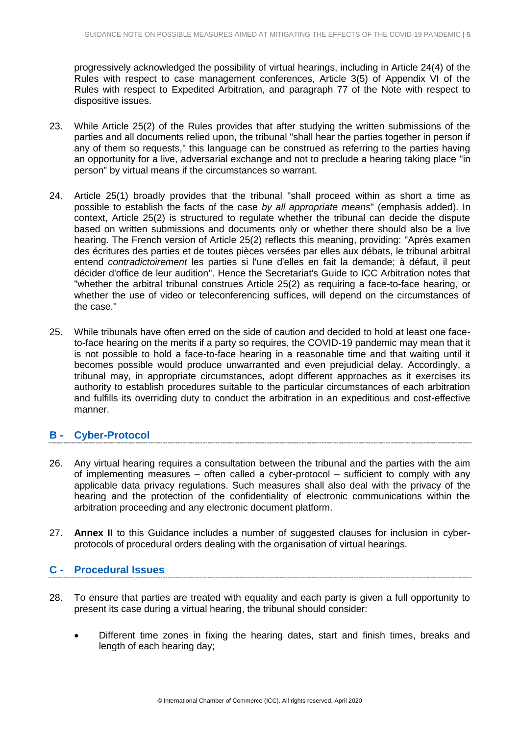progressively acknowledged the possibility of virtual hearings, including in Article 24(4) of the Rules with respect to case management conferences, Article 3(5) of Appendix VI of the Rules with respect to Expedited Arbitration, and paragraph 77 of the Note with respect to dispositive issues.

23. While Article 25(2) of the Rules provides that after studying the written submissions of the parties and all documents relied upon, the tribunal "shall hear the parties together in person if any of them so requests," this language can be construed as referring to the parties having an opportunity for a live, adversarial exchange and not to preclude a hearing taking place "in person" by virtual means if the circumstances so warrant.

24. Article 25(1) broadly provides that the tribunal "shall proceed within as short a time as possible to establish the facts of the case *by all appropriate means*" (emphasis added). In context, Article 25(2) is structured to regulate whether the tribunal can decide the dispute based on written submissions and documents only or whether there should also be a live hearing. The French version of Article 25(2) reflects this meaning, providing: "Après examen des écritures des parties et de toutes pièces versées par elles aux débats, le tribunal arbitral entend *contradictoirement* les parties si l'une d'elles en fait la demande; à défaut, il peut décider d'office de leur audition". Hence the Secretariat's Guide to ICC Arbitration notes that "whether the arbitral tribunal construes Article 25(2) as requiring a face-to-face hearing, or whether the use of video or teleconferencing suffices, will depend on the circumstances of the case."

25. While tribunals have often erred on the side of caution and decided to hold at least one face-to-face hearing on the merits if a party so requires, the COVID-19 pandemic may mean that it is not possible to hold a face-to-face hearing in a reasonable time and that waiting until it becomes possible would produce unwarranted and even prejudicial delay. Accordingly, a tribunal may, in appropriate circumstances, adopt different approaches as it exercises its authority to establish procedures suitable to the particular circumstances of each arbitration and fulfills its overriding duty to conduct the arbitration in an expeditious and cost-effective manner.

## B - Cyber-Protocol

26. Any virtual hearing requires a consultation between the tribunal and the parties with the aim of implementing measures – often called a cyber-protocol – sufficient to comply with any applicable data privacy regulations. Such measures shall also deal with the privacy of the hearing and the protection of the confidentiality of electronic communications within the arbitration proceeding and any electronic document platform.

27. **Annex II** to this Guidance includes a number of suggested clauses for inclusion in cyber-protocols of procedural orders dealing with the organisation of virtual hearings.

## C - Procedural Issues

28. To ensure that parties are treated with equality and each party is given a full opportunity to present its case during a virtual hearing, the tribunal should consider:

- Different time zones in fixing the hearing dates, start and finish times, breaks and length of each hearing day;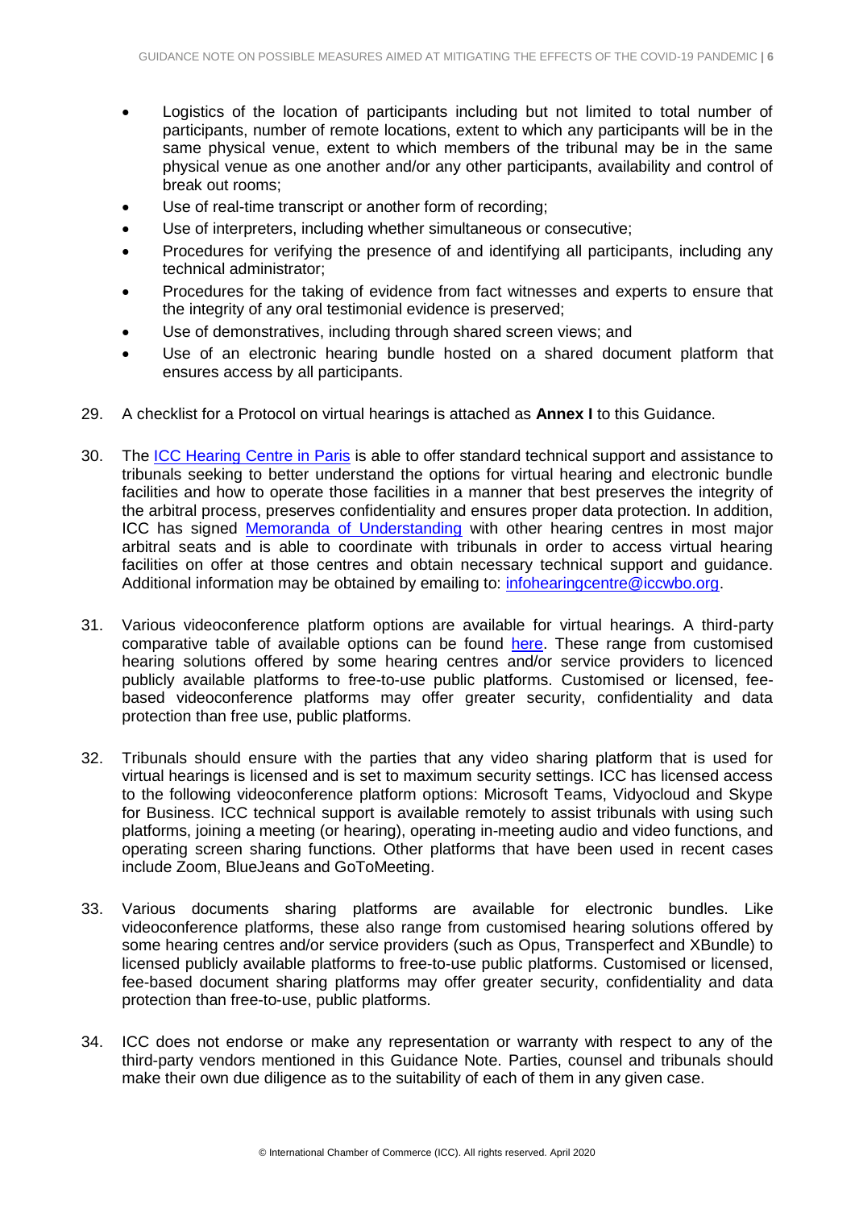- Logistics of the location of participants including but not limited to total number of participants, number of remote locations, extent to which any participants will be in the same physical venue, extent to which members of the tribunal may be in the same physical venue as one another and/or any other participants, availability and control of break out rooms;
- Use of real-time transcript or another form of recording;
- Use of interpreters, including whether simultaneous or consecutive;
- Procedures for verifying the presence of and identifying all participants, including any technical administrator;
- Procedures for the taking of evidence from fact witnesses and experts to ensure that the integrity of any oral testimonial evidence is preserved;
- Use of demonstratives, including through shared screen views; and
- Use of an electronic hearing bundle hosted on a shared document platform that ensures access by all participants.

29. A checklist for a Protocol on virtual hearings is attached as **Annex I** to this Guidance.

30. The ICC Hearing Centre in Paris is able to offer standard technical support and assistance to tribunals seeking to better understand the options for virtual hearing and electronic bundle facilities and how to operate those facilities in a manner that best preserves the integrity of the arbitral process, preserves confidentiality and ensures proper data protection. In addition, ICC has signed Memoranda of Understanding with other hearing centres in most major arbitral seats and is able to coordinate with tribunals in order to access virtual hearing facilities on offer at those centres and obtain necessary technical support and guidance. Additional information may be obtained by emailing to: infohearingcentre@iccwbo.org.

31. Various videoconference platform options are available for virtual hearings. A third-party comparative table of available options can be found here. These range from customised hearing solutions offered by some hearing centres and/or service providers to licenced publicly available platforms to free-to-use public platforms. Customised or licensed, fee-based videoconference platforms may offer greater security, confidentiality and data protection than free use, public platforms.

32. Tribunals should ensure with the parties that any video sharing platform that is used for virtual hearings is licensed and is set to maximum security settings. ICC has licensed access to the following videoconference platform options: Microsoft Teams, Vidyocloud and Skype for Business. ICC technical support is available remotely to assist tribunals with using such platforms, joining a meeting (or hearing), operating in-meeting audio and video functions, and operating screen sharing functions. Other platforms that have been used in recent cases include Zoom, BlueJeans and GoToMeeting.

33. Various documents sharing platforms are available for electronic bundles. Like videoconference platforms, these also range from customised hearing solutions offered by some hearing centres and/or service providers (such as Opus, Transperfect and XBundle) to licensed publicly available platforms to free-to-use public platforms. Customised or licensed, fee-based document sharing platforms may offer greater security, confidentiality and data protection than free-to-use, public platforms.

34. ICC does not endorse or make any representation or warranty with respect to any of the third-party vendors mentioned in this Guidance Note. Parties, counsel and tribunals should make their own due diligence as to the suitability of each of them in any given case.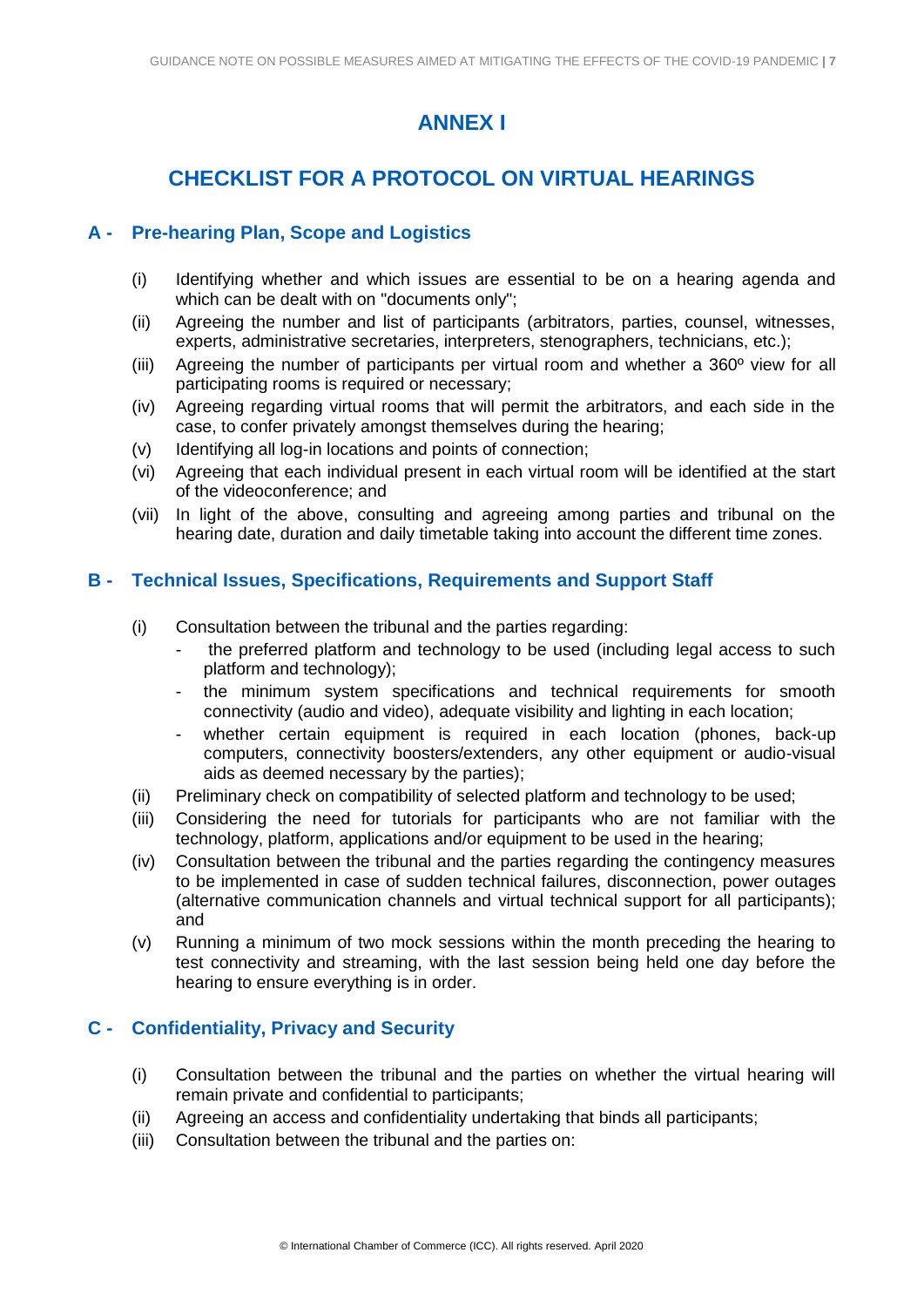# ANNEX I

# CHECKLIST FOR A PROTOCOL ON VIRTUAL HEARINGS

## A - Pre-hearing Plan, Scope and Logistics

(i) Identifying whether and which issues are essential to be on a hearing agenda and which can be dealt with on "documents only";

(ii) Agreeing the number and list of participants (arbitrators, parties, counsel, witnesses, experts, administrative secretaries, interpreters, stenographers, technicians, etc.);

(iii) Agreeing the number of participants per virtual room and whether a 360º view for all participating rooms is required or necessary;

(iv) Agreeing regarding virtual rooms that will permit the arbitrators, and each side in the case, to confer privately amongst themselves during the hearing;

(v) Identifying all log-in locations and points of connection;

(vi) Agreeing that each individual present in each virtual room will be identified at the start of the videoconference; and

(vii) In light of the above, consulting and agreeing among parties and tribunal on the hearing date, duration and daily timetable taking into account the different time zones.

## B - Technical Issues, Specifications, Requirements and Support Staff

(i) Consultation between the tribunal and the parties regarding:

- the preferred platform and technology to be used (including legal access to such platform and technology);
- the minimum system specifications and technical requirements for smooth connectivity (audio and video), adequate visibility and lighting in each location;
- whether certain equipment is required in each location (phones, back-up computers, connectivity boosters/extenders, any other equipment or audio-visual aids as deemed necessary by the parties);

(ii) Preliminary check on compatibility of selected platform and technology to be used;

(iii) Considering the need for tutorials for participants who are not familiar with the technology, platform, applications and/or equipment to be used in the hearing;

(iv) Consultation between the tribunal and the parties regarding the contingency measures to be implemented in case of sudden technical failures, disconnection, power outages (alternative communication channels and virtual technical support for all participants); and

(v) Running a minimum of two mock sessions within the month preceding the hearing to test connectivity and streaming, with the last session being held one day before the hearing to ensure everything is in order.

## C - Confidentiality, Privacy and Security

(i) Consultation between the tribunal and the parties on whether the virtual hearing will remain private and confidential to participants;

(ii) Agreeing an access and confidentiality undertaking that binds all participants;

(iii) Consultation between the tribunal and the parties on: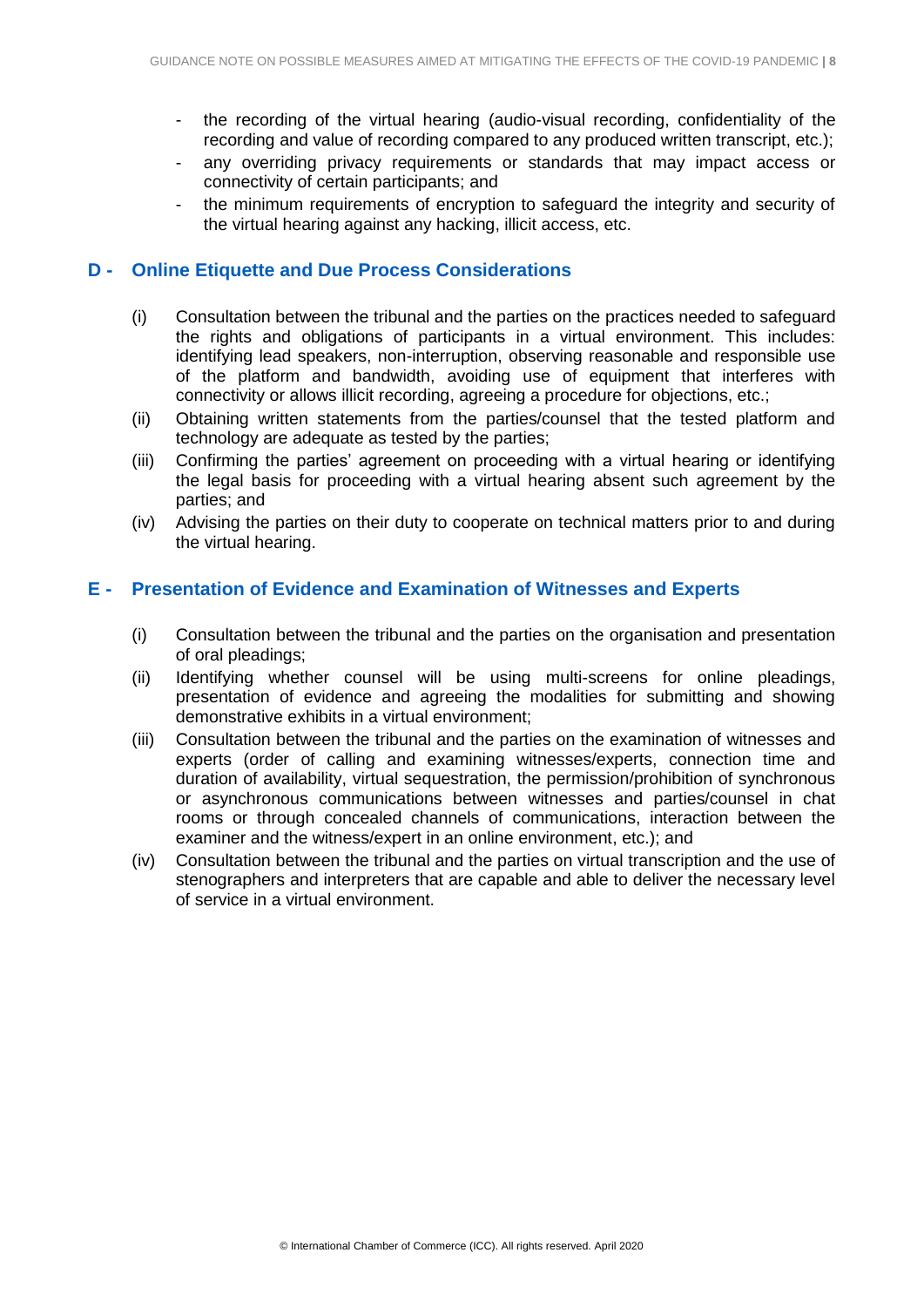- the recording of the virtual hearing (audio-visual recording, confidentiality of the recording and value of recording compared to any produced written transcript, etc.);
- any overriding privacy requirements or standards that may impact access or connectivity of certain participants; and
- the minimum requirements of encryption to safeguard the integrity and security of the virtual hearing against any hacking, illicit access, etc.

## D - Online Etiquette and Due Process Considerations

(i) Consultation between the tribunal and the parties on the practices needed to safeguard the rights and obligations of participants in a virtual environment. This includes: identifying lead speakers, non-interruption, observing reasonable and responsible use of the platform and bandwidth, avoiding use of equipment that interferes with connectivity or allows illicit recording, agreeing a procedure for objections, etc.;

(ii) Obtaining written statements from the parties/counsel that the tested platform and technology are adequate as tested by the parties;

(iii) Confirming the parties' agreement on proceeding with a virtual hearing or identifying the legal basis for proceeding with a virtual hearing absent such agreement by the parties; and

(iv) Advising the parties on their duty to cooperate on technical matters prior to and during the virtual hearing.

## E - Presentation of Evidence and Examination of Witnesses and Experts

(i) Consultation between the tribunal and the parties on the organisation and presentation of oral pleadings;

(ii) Identifying whether counsel will be using multi-screens for online pleadings, presentation of evidence and agreeing the modalities for submitting and showing demonstrative exhibits in a virtual environment;

(iii) Consultation between the tribunal and the parties on the examination of witnesses and experts (order of calling and examining witnesses/experts, connection time and duration of availability, virtual sequestration, the permission/prohibition of synchronous or asynchronous communications between witnesses and parties/counsel in chat rooms or through concealed channels of communications, interaction between the examiner and the witness/expert in an online environment, etc.); and

(iv) Consultation between the tribunal and the parties on virtual transcription and the use of stenographers and interpreters that are capable and able to deliver the necessary level of service in a virtual environment.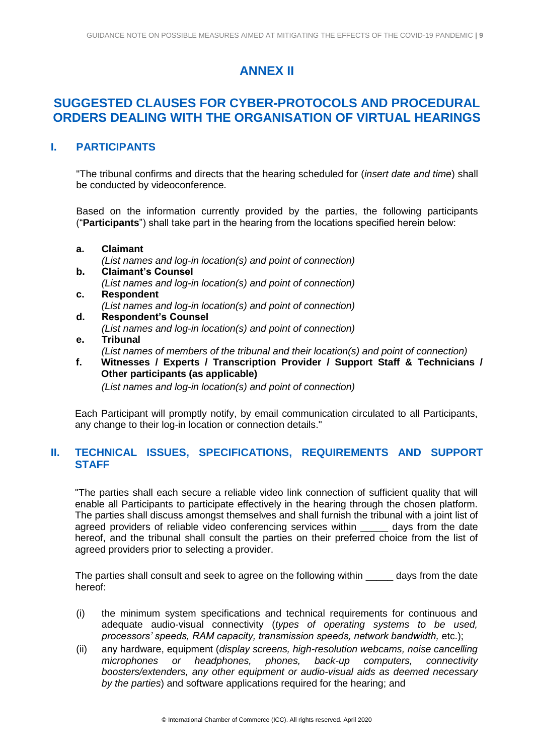# ANNEX II

# SUGGESTED CLAUSES FOR CYBER-PROTOCOLS AND PROCEDURAL ORDERS DEALING WITH THE ORGANISATION OF VIRTUAL HEARINGS

## I. PARTICIPANTS

"The tribunal confirms and directs that the hearing scheduled for (*insert date and time*) shall be conducted by videoconference.

Based on the information currently provided by the parties, the following participants ("**Participants**") shall take part in the hearing from the locations specified herein below:

a. **Claimant**
*(List names and log-in location(s) and point of connection)*

b. **Claimant's Counsel**
*(List names and log-in location(s) and point of connection)*

c. **Respondent**
*(List names and log-in location(s) and point of connection)*

d. **Respondent's Counsel**
*(List names and log-in location(s) and point of connection)*

e. **Tribunal**
*(List names of members of the tribunal and their location(s) and point of connection)*

f. **Witnesses / Experts / Transcription Provider / Support Staff & Technicians / Other participants (as applicable)**
*(List names and log-in location(s) and point of connection)*

Each Participant will promptly notify, by email communication circulated to all Participants, any change to their log-in location or connection details."

## II. TECHNICAL ISSUES, SPECIFICATIONS, REQUIREMENTS AND SUPPORT STAFF

"The parties shall each secure a reliable video link connection of sufficient quality that will enable all Participants to participate effectively in the hearing through the chosen platform. The parties shall discuss amongst themselves and shall furnish the tribunal with a joint list of agreed providers of reliable video conferencing services within _____ days from the date hereof, and the tribunal shall consult the parties on their preferred choice from the list of agreed providers prior to selecting a provider.

The parties shall consult and seek to agree on the following within _____ days from the date hereof:

(i) the minimum system specifications and technical requirements for continuous and adequate audio-visual connectivity (*types of operating systems to be used, processors' speeds, RAM capacity, transmission speeds, network bandwidth,* etc.);

(ii) any hardware, equipment (*display screens, high-resolution webcams, noise cancelling microphones or headphones, phones, back-up computers, connectivity boosters/extenders, any other equipment or audio-visual aids as deemed necessary by the parties*) and software applications required for the hearing; and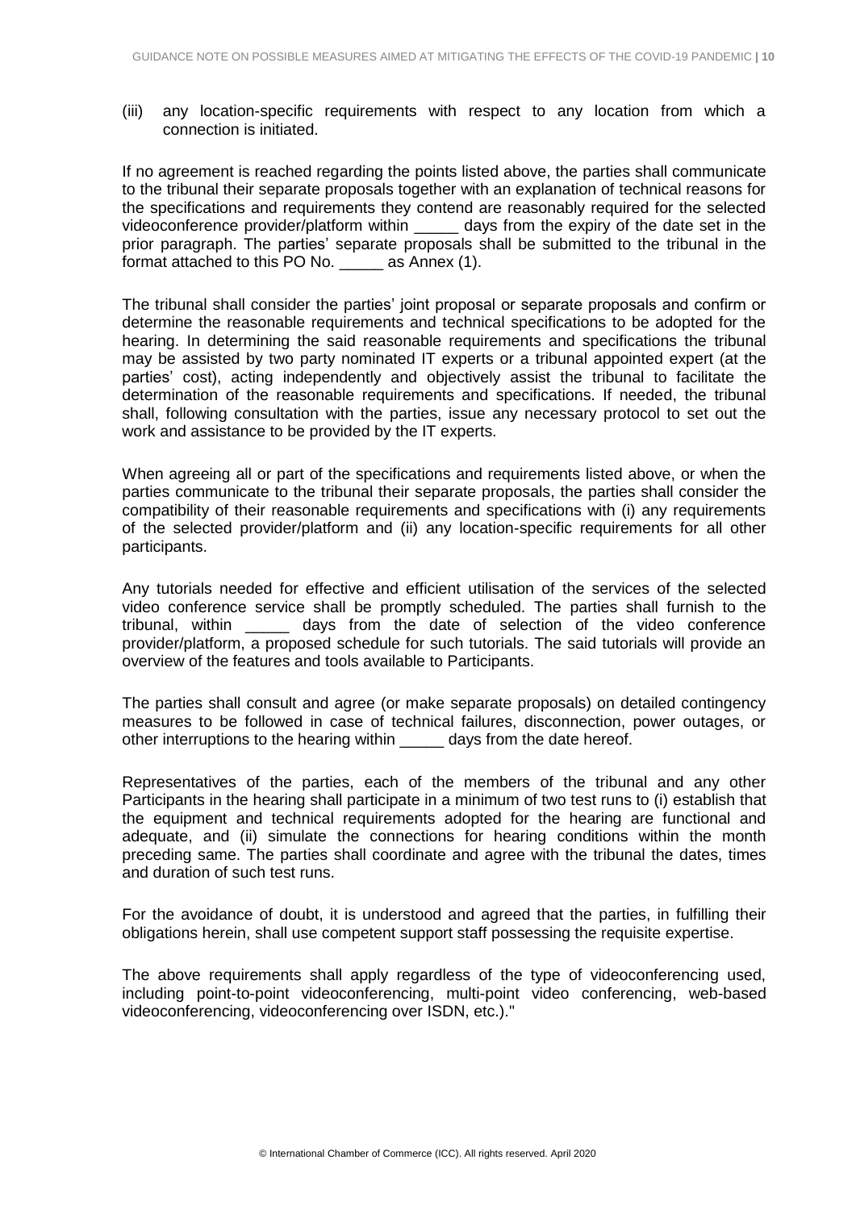(iii) any location-specific requirements with respect to any location from which a connection is initiated.

If no agreement is reached regarding the points listed above, the parties shall communicate to the tribunal their separate proposals together with an explanation of technical reasons for the specifications and requirements they contend are reasonably required for the selected videoconference provider/platform within _____ days from the expiry of the date set in the prior paragraph. The parties' separate proposals shall be submitted to the tribunal in the format attached to this PO No. _____ as Annex (1).

The tribunal shall consider the parties' joint proposal or separate proposals and confirm or determine the reasonable requirements and technical specifications to be adopted for the hearing. In determining the said reasonable requirements and specifications the tribunal may be assisted by two party nominated IT experts or a tribunal appointed expert (at the parties' cost), acting independently and objectively assist the tribunal to facilitate the determination of the reasonable requirements and specifications. If needed, the tribunal shall, following consultation with the parties, issue any necessary protocol to set out the work and assistance to be provided by the IT experts.

When agreeing all or part of the specifications and requirements listed above, or when the parties communicate to the tribunal their separate proposals, the parties shall consider the compatibility of their reasonable requirements and specifications with (i) any requirements of the selected provider/platform and (ii) any location-specific requirements for all other participants.

Any tutorials needed for effective and efficient utilisation of the services of the selected video conference service shall be promptly scheduled. The parties shall furnish to the tribunal, within _____ days from the date of selection of the video conference provider/platform, a proposed schedule for such tutorials. The said tutorials will provide an overview of the features and tools available to Participants.

The parties shall consult and agree (or make separate proposals) on detailed contingency measures to be followed in case of technical failures, disconnection, power outages, or other interruptions to the hearing within _____ days from the date hereof.

Representatives of the parties, each of the members of the tribunal and any other Participants in the hearing shall participate in a minimum of two test runs to (i) establish that the equipment and technical requirements adopted for the hearing are functional and adequate, and (ii) simulate the connections for hearing conditions within the month preceding same. The parties shall coordinate and agree with the tribunal the dates, times and duration of such test runs.

For the avoidance of doubt, it is understood and agreed that the parties, in fulfilling their obligations herein, shall use competent support staff possessing the requisite expertise.

The above requirements shall apply regardless of the type of videoconferencing used, including point-to-point videoconferencing, multi-point video conferencing, web-based videoconferencing, videoconferencing over ISDN, etc.)."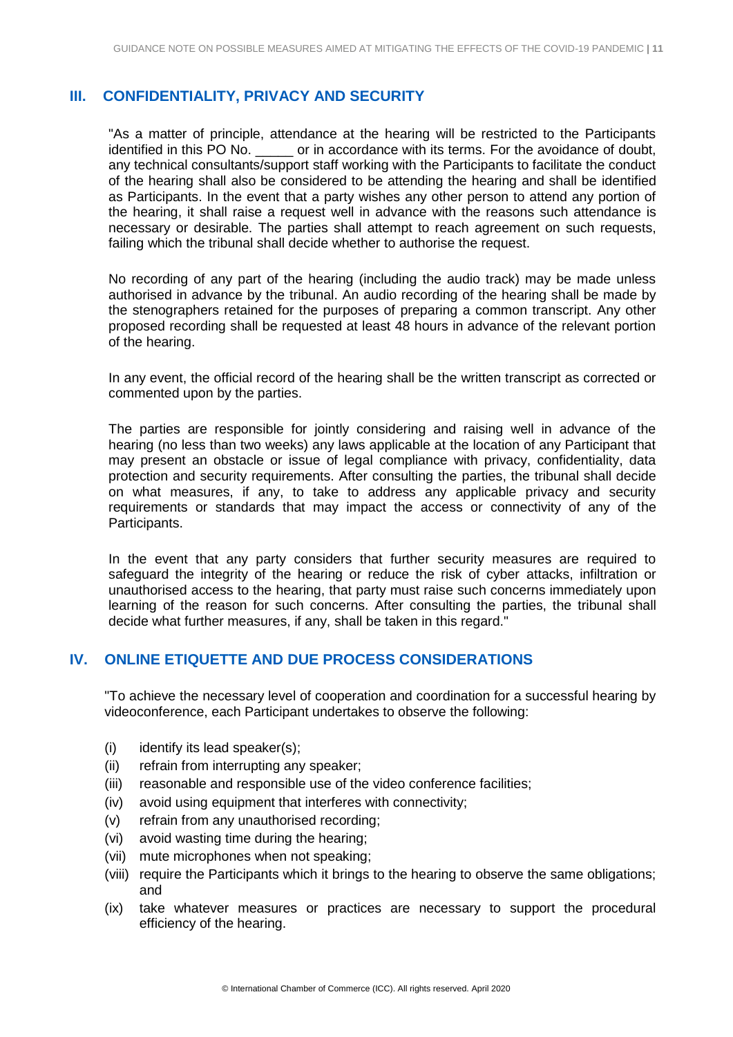## III. CONFIDENTIALITY, PRIVACY AND SECURITY

"As a matter of principle, attendance at the hearing will be restricted to the Participants identified in this PO No. _____ or in accordance with its terms. For the avoidance of doubt, any technical consultants/support staff working with the Participants to facilitate the conduct of the hearing shall also be considered to be attending the hearing and shall be identified as Participants. In the event that a party wishes any other person to attend any portion of the hearing, it shall raise a request well in advance with the reasons such attendance is necessary or desirable. The parties shall attempt to reach agreement on such requests, failing which the tribunal shall decide whether to authorise the request.

No recording of any part of the hearing (including the audio track) may be made unless authorised in advance by the tribunal. An audio recording of the hearing shall be made by the stenographers retained for the purposes of preparing a common transcript. Any other proposed recording shall be requested at least 48 hours in advance of the relevant portion of the hearing.

In any event, the official record of the hearing shall be the written transcript as corrected or commented upon by the parties.

The parties are responsible for jointly considering and raising well in advance of the hearing (no less than two weeks) any laws applicable at the location of any Participant that may present an obstacle or issue of legal compliance with privacy, confidentiality, data protection and security requirements. After consulting the parties, the tribunal shall decide on what measures, if any, to take to address any applicable privacy and security requirements or standards that may impact the access or connectivity of any of the Participants.

In the event that any party considers that further security measures are required to safeguard the integrity of the hearing or reduce the risk of cyber attacks, infiltration or unauthorised access to the hearing, that party must raise such concerns immediately upon learning of the reason for such concerns. After consulting the parties, the tribunal shall decide what further measures, if any, shall be taken in this regard."

## IV. ONLINE ETIQUETTE AND DUE PROCESS CONSIDERATIONS

"To achieve the necessary level of cooperation and coordination for a successful hearing by videoconference, each Participant undertakes to observe the following:

- (i) identify its lead speaker(s);
- (ii) refrain from interrupting any speaker;
- (iii) reasonable and responsible use of the video conference facilities;
- (iv) avoid using equipment that interferes with connectivity;
- (v) refrain from any unauthorised recording;
- (vi) avoid wasting time during the hearing;
- (vii) mute microphones when not speaking;
- (viii) require the Participants which it brings to the hearing to observe the same obligations; and
- (ix) take whatever measures or practices are necessary to support the procedural efficiency of the hearing.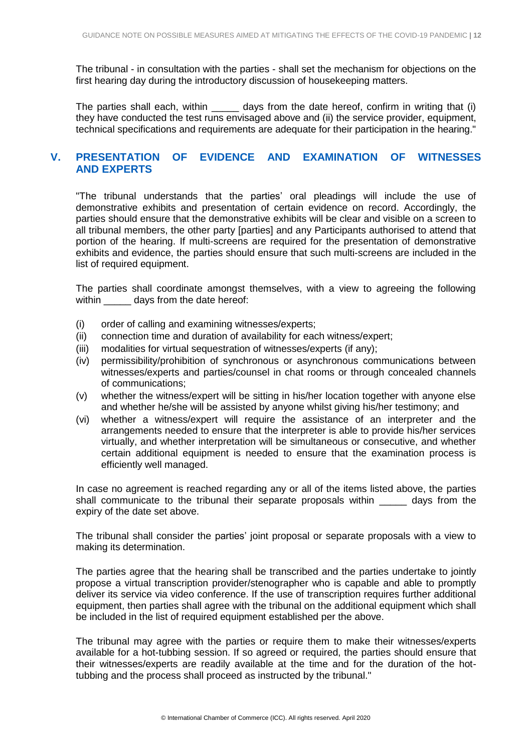The tribunal - in consultation with the parties - shall set the mechanism for objections on the first hearing day during the introductory discussion of housekeeping matters.

The parties shall each, within _____ days from the date hereof, confirm in writing that (i) they have conducted the test runs envisaged above and (ii) the service provider, equipment, technical specifications and requirements are adequate for their participation in the hearing."

## V. PRESENTATION OF EVIDENCE AND EXAMINATION OF WITNESSES AND EXPERTS

"The tribunal understands that the parties' oral pleadings will include the use of demonstrative exhibits and presentation of certain evidence on record. Accordingly, the parties should ensure that the demonstrative exhibits will be clear and visible on a screen to all tribunal members, the other party [parties] and any Participants authorised to attend that portion of the hearing. If multi-screens are required for the presentation of demonstrative exhibits and evidence, the parties should ensure that such multi-screens are included in the list of required equipment.

The parties shall coordinate amongst themselves, with a view to agreeing the following within _____ days from the date hereof:

(i) order of calling and examining witnesses/experts;

(ii) connection time and duration of availability for each witness/expert;

(iii) modalities for virtual sequestration of witnesses/experts (if any);

(iv) permissibility/prohibition of synchronous or asynchronous communications between witnesses/experts and parties/counsel in chat rooms or through concealed channels of communications;

(v) whether the witness/expert will be sitting in his/her location together with anyone else and whether he/she will be assisted by anyone whilst giving his/her testimony; and

(vi) whether a witness/expert will require the assistance of an interpreter and the arrangements needed to ensure that the interpreter is able to provide his/her services virtually, and whether interpretation will be simultaneous or consecutive, and whether certain additional equipment is needed to ensure that the examination process is efficiently well managed.

In case no agreement is reached regarding any or all of the items listed above, the parties shall communicate to the tribunal their separate proposals within _____ days from the expiry of the date set above.

The tribunal shall consider the parties' joint proposal or separate proposals with a view to making its determination.

The parties agree that the hearing shall be transcribed and the parties undertake to jointly propose a virtual transcription provider/stenographer who is capable and able to promptly deliver its service via video conference. If the use of transcription requires further additional equipment, then parties shall agree with the tribunal on the additional equipment which shall be included in the list of required equipment established per the above.

The tribunal may agree with the parties or require them to make their witnesses/experts available for a hot-tubbing session. If so agreed or required, the parties should ensure that their witnesses/experts are readily available at the time and for the duration of the hot-tubbing and the process shall proceed as instructed by the tribunal."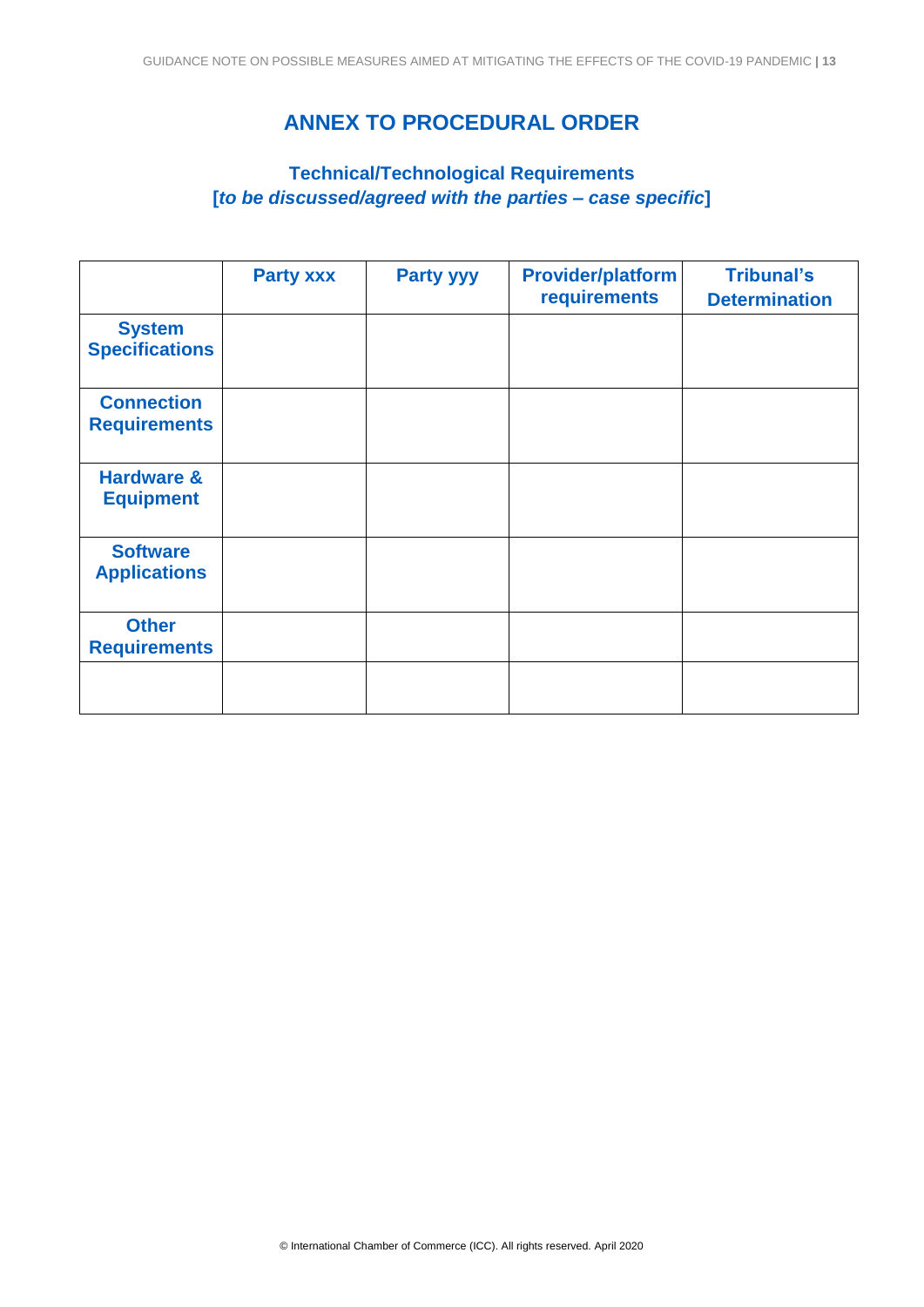# ANNEX TO PROCEDURAL ORDER

## Technical/Technological Requirements
## [*to be discussed/agreed with the parties – case specific*]

| | Party xxx | Party yyy | Provider/platform requirements | Tribunal's Determination |
|---|---|---|---|---|
| **System Specifications** | | | | |
| **Connection Requirements** | | | | |
| **Hardware & Equipment** | | | | |
| **Software Applications** | | | | |
| **Other Requirements** | | | | |
| | | | | |

© International Chamber of Commerce (ICC). All rights reserved. April 2020